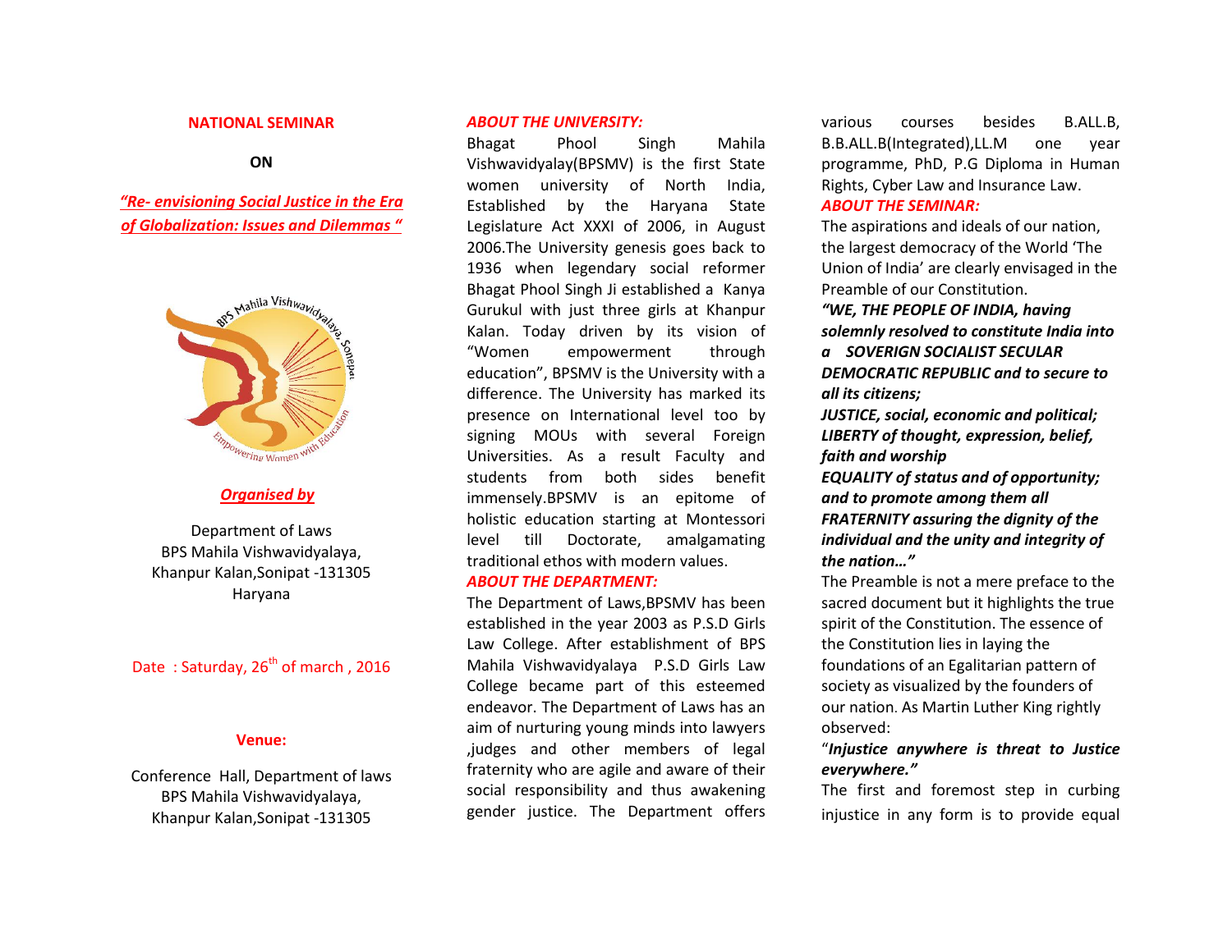**NATIONAL SEMINAR**

**ON**

***"Re- envisioning Social Justice in the Era of Globalization: Issues and Dilemmas "***

***Organised by***

Department of Laws
BPS Mahila Vishwavidyalaya,
Khanpur Kalan,Sonipat -131305
Haryana

Date : Saturday, 26th of march , 2016

**Venue:**

Conference Hall, Department of laws
BPS Mahila Vishwavidyalaya,
Khanpur Kalan,Sonipat -131305

***ABOUT THE UNIVERSITY:***

Bhagat Phool Singh Mahila Vishwavidyalay(BPSMV) is the first State women university of North India, Established by the Haryana State Legislature Act XXXI of 2006, in August 2006.The University genesis goes back to 1936 when legendary social reformer Bhagat Phool Singh Ji established a Kanya Gurukul with just three girls at Khanpur Kalan. Today driven by its vision of "Women empowerment through education", BPSMV is the University with a difference. The University has marked its presence on International level too by signing MOUs with several Foreign Universities. As a result Faculty and students from both sides benefit immensely.BPSMV is an epitome of holistic education starting at Montessori level till Doctorate, amalgamating traditional ethos with modern values.

***ABOUT THE DEPARTMENT:***

The Department of Laws,BPSMV has been established in the year 2003 as P.S.D Girls Law College. After establishment of BPS Mahila Vishwavidyalaya P.S.D Girls Law College became part of this esteemed endeavor. The Department of Laws has an aim of nurturing young minds into lawyers ,judges and other members of legal fraternity who are agile and aware of their social responsibility and thus awakening gender justice. The Department offers various courses besides B.ALL.B, B.B.ALL.B(Integrated),LL.M one year programme, PhD, P.G Diploma in Human Rights, Cyber Law and Insurance Law.

***ABOUT THE SEMINAR:***

The aspirations and ideals of our nation, the largest democracy of the World 'The Union of India' are clearly envisaged in the Preamble of our Constitution.

***"WE, THE PEOPLE OF INDIA, having solemnly resolved to constitute India into a SOVERIGN SOCIALIST SECULAR DEMOCRATIC REPUBLIC and to secure to all its citizens;***
***JUSTICE, social, economic and political;***
***LIBERTY of thought, expression, belief, faith and worship***
***EQUALITY of status and of opportunity; and to promote among them all***
***FRATERNITY assuring the dignity of the individual and the unity and integrity of the nation…"***

The Preamble is not a mere preface to the sacred document but it highlights the true spirit of the Constitution. The essence of the Constitution lies in laying the foundations of an Egalitarian pattern of society as visualized by the founders of our nation. As Martin Luther King rightly observed:

"***Injustice anywhere is threat to Justice everywhere."***

The first and foremost step in curbing injustice in any form is to provide equal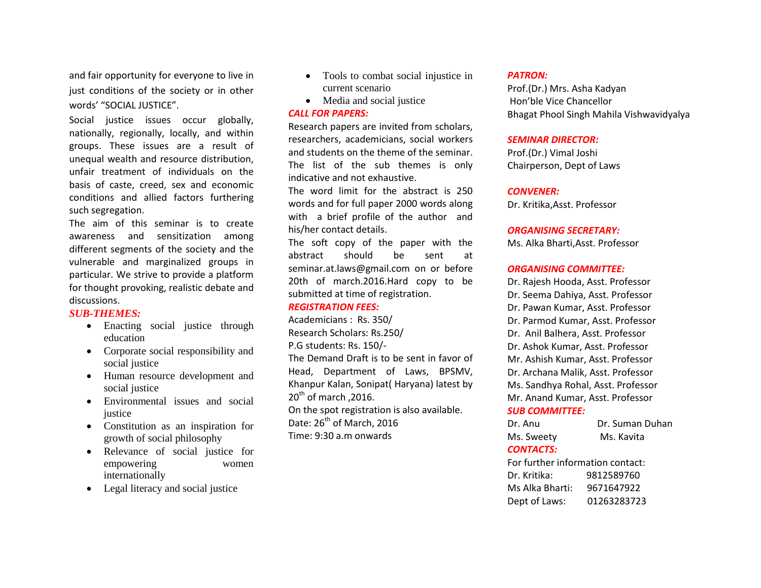and fair opportunity for everyone to live in just conditions of the society or in other words' "SOCIAL JUSTICE".

Social justice issues occur globally, nationally, regionally, locally, and within groups. These issues are a result of unequal wealth and resource distribution, unfair treatment of individuals on the basis of caste, creed, sex and economic conditions and allied factors furthering such segregation.

The aim of this seminar is to create awareness and sensitization among different segments of the society and the vulnerable and marginalized groups in particular. We strive to provide a platform for thought provoking, realistic debate and discussions.

### SUB-THEMES:

- Enacting social justice through education
- Corporate social responsibility and social justice
- Human resource development and social justice
- Environmental issues and social justice
- Constitution as an inspiration for growth of social philosophy
- Relevance of social justice for empowering women internationally
- Legal literacy and social justice
- Tools to combat social injustice in current scenario
- Media and social justice

### CALL FOR PAPERS:

Research papers are invited from scholars, researchers, academicians, social workers and students on the theme of the seminar. The list of the sub themes is only indicative and not exhaustive.

The word limit for the abstract is 250 words and for full paper 2000 words along with a brief profile of the author and his/her contact details.

The soft copy of the paper with the abstract should be sent at seminar.at.laws@gmail.com on or before 20th of march.2016.Hard copy to be submitted at time of registration.

### REGISTRATION FEES:

Academicians : Rs. 350/

Research Scholars: Rs.250/

P.G students: Rs. 150/-

The Demand Draft is to be sent in favor of Head, Department of Laws, BPSMV, Khanpur Kalan, Sonipat( Haryana) latest by 20th of march ,2016.

On the spot registration is also available.

Date: 26th of March, 2016

Time: 9:30 a.m onwards

### PATRON:

Prof.(Dr.) Mrs. Asha Kadyan
Hon'ble Vice Chancellor
Bhagat Phool Singh Mahila Vishwavidyalya

### SEMINAR DIRECTOR:

Prof.(Dr.) Vimal Joshi
Chairperson, Dept of Laws

### CONVENER:

Dr. Kritika,Asst. Professor

### ORGANISING SECRETARY:

Ms. Alka Bharti,Asst. Professor

### ORGANISING COMMITTEE:

Dr. Rajesh Hooda, Asst. Professor
Dr. Seema Dahiya, Asst. Professor
Dr. Pawan Kumar, Asst. Professor
Dr. Parmod Kumar, Asst. Professor
Dr. Anil Balhera, Asst. Professor
Dr. Ashok Kumar, Asst. Professor
Mr. Ashish Kumar, Asst. Professor
Dr. Archana Malik, Asst. Professor
Ms. Sandhya Rohal, Asst. Professor
Mr. Anand Kumar, Asst. Professor

### SUB COMMITTEE:

Dr. Anu &nbsp;&nbsp;&nbsp;&nbsp;&nbsp;&nbsp;&nbsp;&nbsp; Dr. Suman Duhan
Ms. Sweety &nbsp;&nbsp;&nbsp;&nbsp; Ms. Kavita

### CONTACTS:

For further information contact:

| | |
|---|---|
| Dr. Kritika: | 9812589760 |
| Ms Alka Bharti: | 9671647922 |
| Dept of Laws: | 01263283723 |